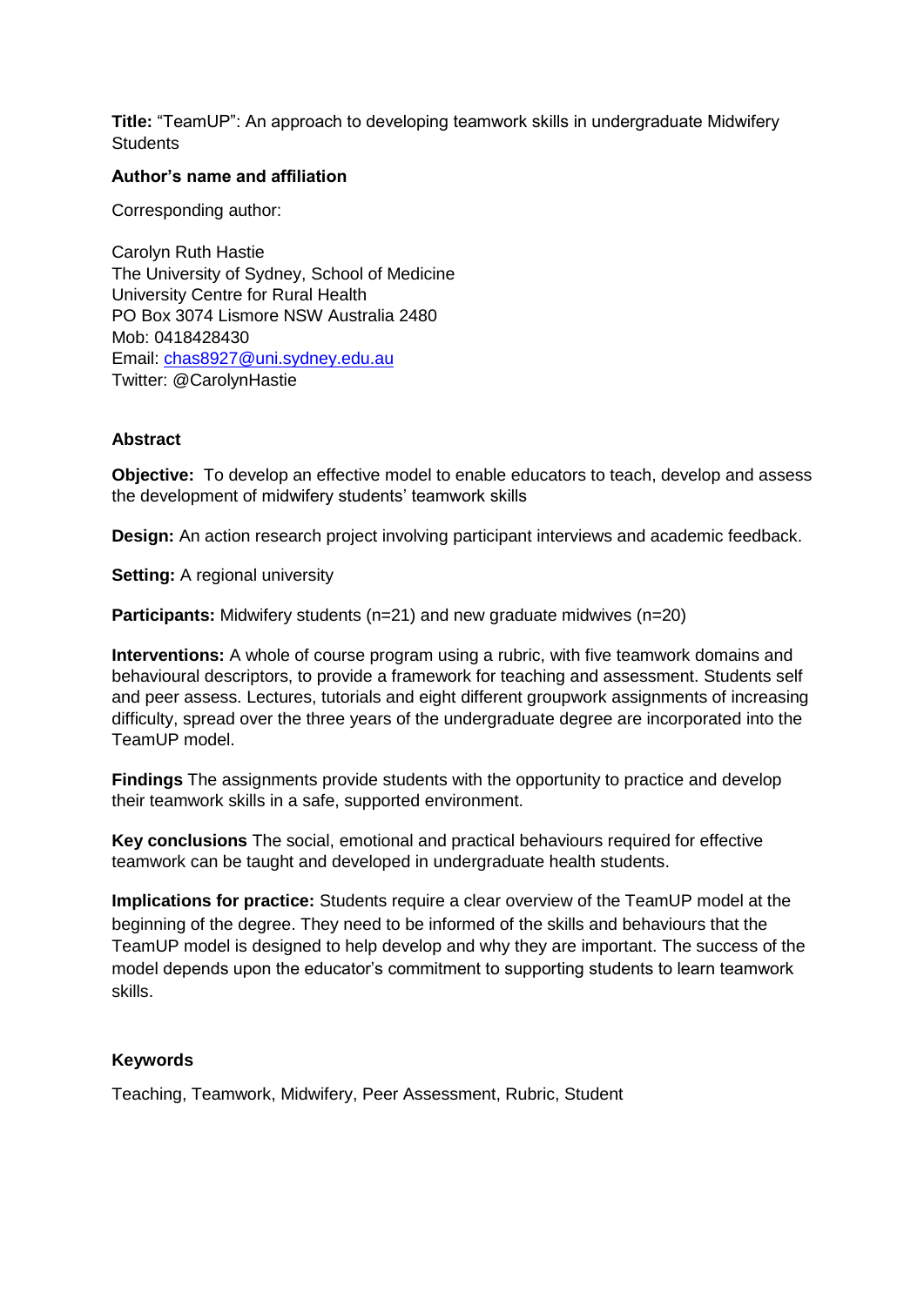**Title:** “TeamUP”: An approach to developing teamwork skills in undergraduate Midwifery Students

**Author’s name and affiliation**

Corresponding author:

Carolyn Ruth Hastie
The University of Sydney, School of Medicine
University Centre for Rural Health
PO Box 3074 Lismore NSW Australia 2480
Mob: 0418428430
Email: [chas8927@uni.sydney.edu.au](mailto:chas8927@uni.sydney.edu.au)
Twitter: @CarolynHastie

**Abstract**

**Objective:** To develop an effective model to enable educators to teach, develop and assess the development of midwifery students’ teamwork skills

**Design:** An action research project involving participant interviews and academic feedback.

**Setting:** A regional university

**Participants:** Midwifery students (n=21) and new graduate midwives (n=20)

**Interventions:** A whole of course program using a rubric, with five teamwork domains and behavioural descriptors, to provide a framework for teaching and assessment. Students self and peer assess. Lectures, tutorials and eight different groupwork assignments of increasing difficulty, spread over the three years of the undergraduate degree are incorporated into the TeamUP model.

**Findings** The assignments provide students with the opportunity to practice and develop their teamwork skills in a safe, supported environment.

**Key conclusions** The social, emotional and practical behaviours required for effective teamwork can be taught and developed in undergraduate health students.

**Implications for practice:** Students require a clear overview of the TeamUP model at the beginning of the degree. They need to be informed of the skills and behaviours that the TeamUP model is designed to help develop and why they are important. The success of the model depends upon the educator’s commitment to supporting students to learn teamwork skills.

**Keywords**

Teaching, Teamwork, Midwifery, Peer Assessment, Rubric, Student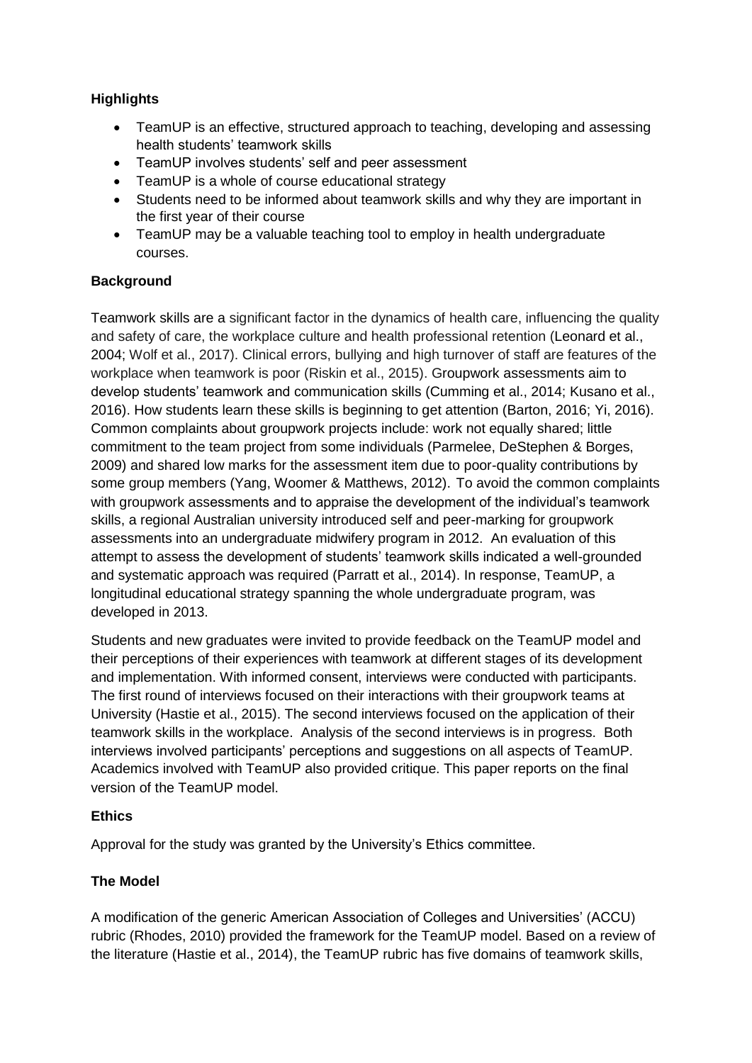## Highlights

- TeamUP is an effective, structured approach to teaching, developing and assessing health students' teamwork skills
- TeamUP involves students' self and peer assessment
- TeamUP is a whole of course educational strategy
- Students need to be informed about teamwork skills and why they are important in the first year of their course
- TeamUP may be a valuable teaching tool to employ in health undergraduate courses.

## Background

Teamwork skills are a significant factor in the dynamics of health care, influencing the quality and safety of care, the workplace culture and health professional retention (Leonard et al., 2004; Wolf et al., 2017). Clinical errors, bullying and high turnover of staff are features of the workplace when teamwork is poor (Riskin et al., 2015). Groupwork assessments aim to develop students' teamwork and communication skills (Cumming et al., 2014; Kusano et al., 2016). How students learn these skills is beginning to get attention (Barton, 2016; Yi, 2016). Common complaints about groupwork projects include: work not equally shared; little commitment to the team project from some individuals (Parmelee, DeStephen & Borges, 2009) and shared low marks for the assessment item due to poor-quality contributions by some group members (Yang, Woomer & Matthews, 2012). To avoid the common complaints with groupwork assessments and to appraise the development of the individual's teamwork skills, a regional Australian university introduced self and peer-marking for groupwork assessments into an undergraduate midwifery program in 2012. An evaluation of this attempt to assess the development of students' teamwork skills indicated a well-grounded and systematic approach was required (Parratt et al., 2014). In response, TeamUP, a longitudinal educational strategy spanning the whole undergraduate program, was developed in 2013.

Students and new graduates were invited to provide feedback on the TeamUP model and their perceptions of their experiences with teamwork at different stages of its development and implementation. With informed consent, interviews were conducted with participants. The first round of interviews focused on their interactions with their groupwork teams at University (Hastie et al., 2015). The second interviews focused on the application of their teamwork skills in the workplace. Analysis of the second interviews is in progress. Both interviews involved participants' perceptions and suggestions on all aspects of TeamUP. Academics involved with TeamUP also provided critique. This paper reports on the final version of the TeamUP model.

## Ethics

Approval for the study was granted by the University's Ethics committee.

## The Model

A modification of the generic American Association of Colleges and Universities' (ACCU) rubric (Rhodes, 2010) provided the framework for the TeamUP model. Based on a review of the literature (Hastie et al., 2014), the TeamUP rubric has five domains of teamwork skills,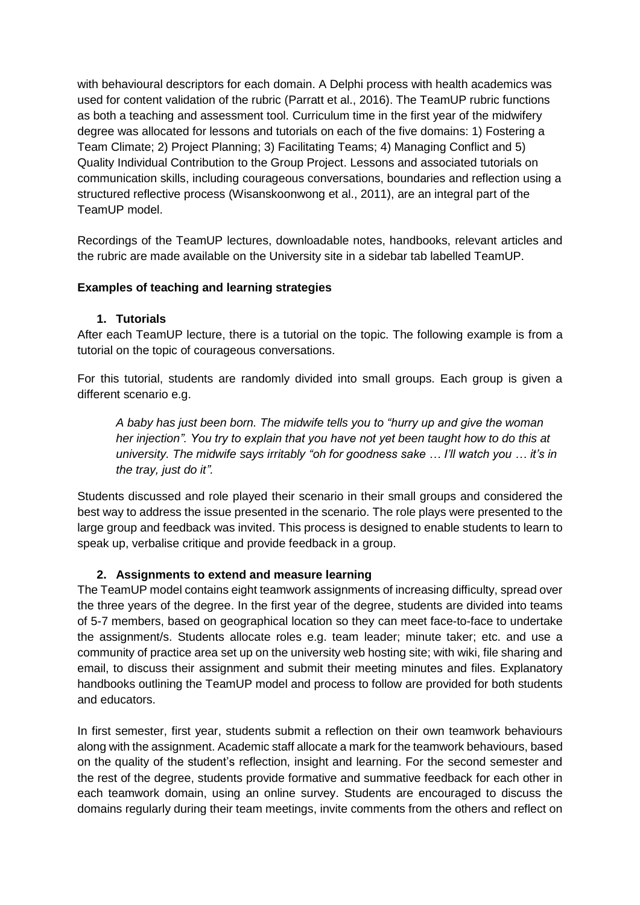with behavioural descriptors for each domain. A Delphi process with health academics was used for content validation of the rubric (Parratt et al., 2016). The TeamUP rubric functions as both a teaching and assessment tool. Curriculum time in the first year of the midwifery degree was allocated for lessons and tutorials on each of the five domains: 1) Fostering a Team Climate; 2) Project Planning; 3) Facilitating Teams; 4) Managing Conflict and 5) Quality Individual Contribution to the Group Project. Lessons and associated tutorials on communication skills, including courageous conversations, boundaries and reflection using a structured reflective process (Wisanskoonwong et al., 2011), are an integral part of the TeamUP model.

Recordings of the TeamUP lectures, downloadable notes, handbooks, relevant articles and the rubric are made available on the University site in a sidebar tab labelled TeamUP.

**Examples of teaching and learning strategies**

**1. Tutorials**

After each TeamUP lecture, there is a tutorial on the topic. The following example is from a tutorial on the topic of courageous conversations.

For this tutorial, students are randomly divided into small groups. Each group is given a different scenario e.g.

> *A baby has just been born. The midwife tells you to "hurry up and give the woman her injection". You try to explain that you have not yet been taught how to do this at university. The midwife says irritably "oh for goodness sake … I'll watch you … it's in the tray, just do it".*

Students discussed and role played their scenario in their small groups and considered the best way to address the issue presented in the scenario. The role plays were presented to the large group and feedback was invited. This process is designed to enable students to learn to speak up, verbalise critique and provide feedback in a group.

**2. Assignments to extend and measure learning**

The TeamUP model contains eight teamwork assignments of increasing difficulty, spread over the three years of the degree. In the first year of the degree, students are divided into teams of 5-7 members, based on geographical location so they can meet face-to-face to undertake the assignment/s. Students allocate roles e.g. team leader; minute taker; etc. and use a community of practice area set up on the university web hosting site; with wiki, file sharing and email, to discuss their assignment and submit their meeting minutes and files. Explanatory handbooks outlining the TeamUP model and process to follow are provided for both students and educators.

In first semester, first year, students submit a reflection on their own teamwork behaviours along with the assignment. Academic staff allocate a mark for the teamwork behaviours, based on the quality of the student's reflection, insight and learning. For the second semester and the rest of the degree, students provide formative and summative feedback for each other in each teamwork domain, using an online survey. Students are encouraged to discuss the domains regularly during their team meetings, invite comments from the others and reflect on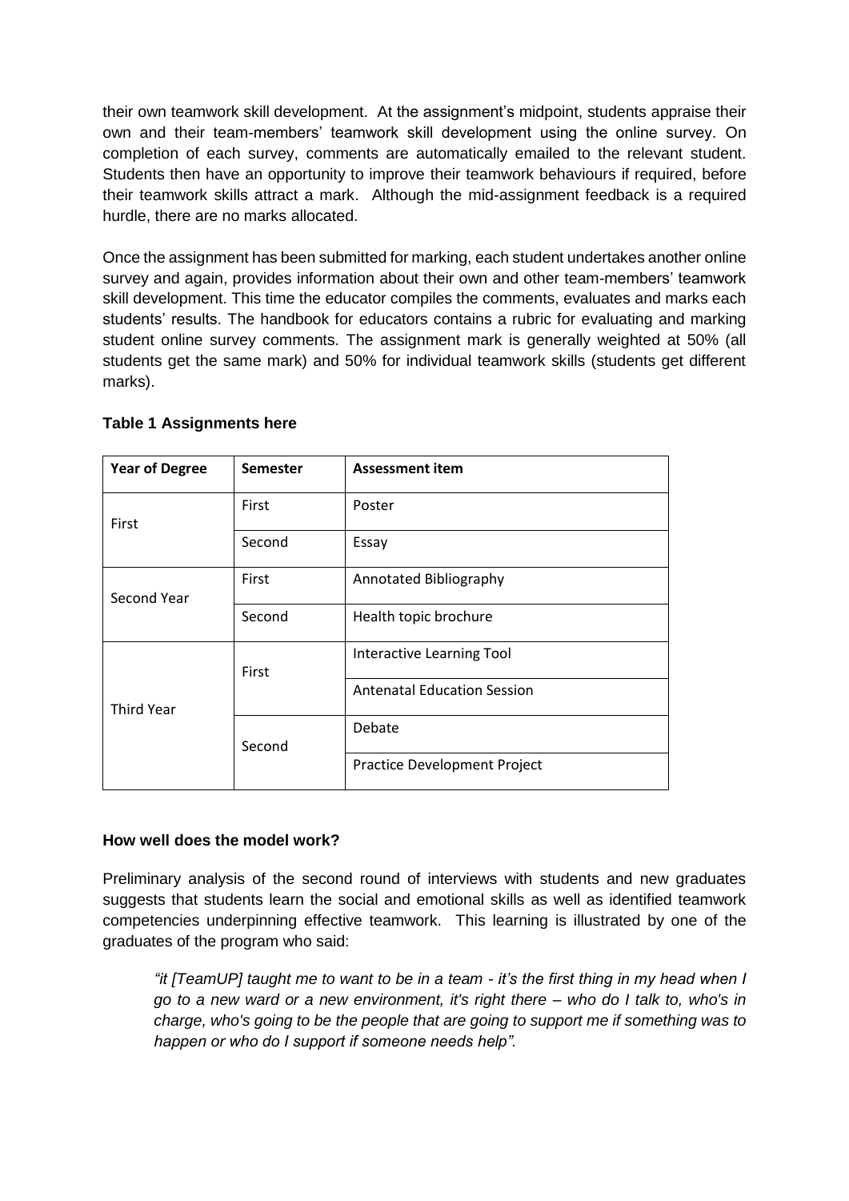their own teamwork skill development. At the assignment's midpoint, students appraise their own and their team-members' teamwork skill development using the online survey. On completion of each survey, comments are automatically emailed to the relevant student. Students then have an opportunity to improve their teamwork behaviours if required, before their teamwork skills attract a mark. Although the mid-assignment feedback is a required hurdle, there are no marks allocated.

Once the assignment has been submitted for marking, each student undertakes another online survey and again, provides information about their own and other team-members' teamwork skill development. This time the educator compiles the comments, evaluates and marks each students' results. The handbook for educators contains a rubric for evaluating and marking student online survey comments. The assignment mark is generally weighted at 50% (all students get the same mark) and 50% for individual teamwork skills (students get different marks).

**Table 1 Assignments here**

| Year of Degree | Semester | Assessment item |
|---|---|---|
| First | First | Poster |
| | Second | Essay |
| Second Year | First | Annotated Bibliography |
| | Second | Health topic brochure |
| Third Year | First | Interactive Learning Tool |
| | | Antenatal Education Session |
| | Second | Debate |
| | | Practice Development Project |

**How well does the model work?**

Preliminary analysis of the second round of interviews with students and new graduates suggests that students learn the social and emotional skills as well as identified teamwork competencies underpinning effective teamwork. This learning is illustrated by one of the graduates of the program who said:

> *"it [TeamUP] taught me to want to be in a team - it's the first thing in my head when I go to a new ward or a new environment, it's right there – who do I talk to, who's in charge, who's going to be the people that are going to support me if something was to happen or who do I support if someone needs help".*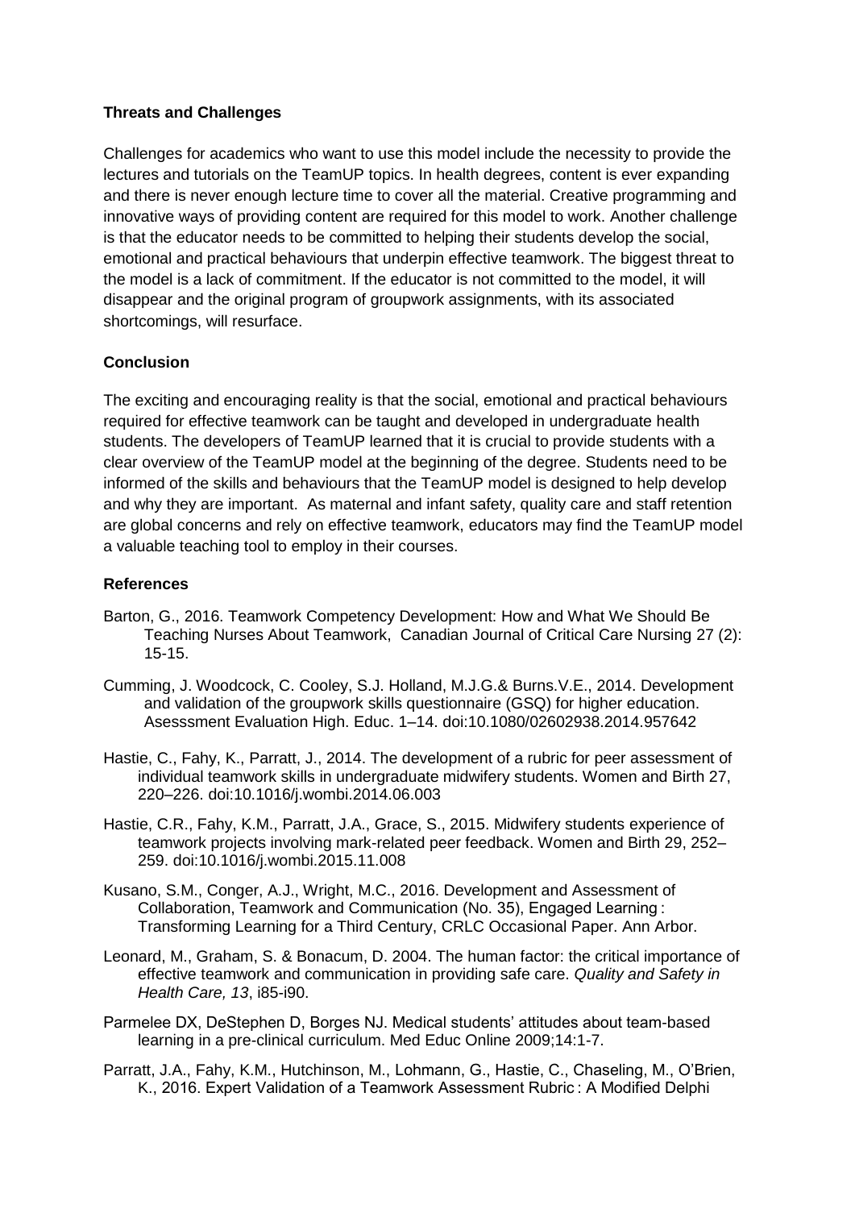### Threats and Challenges

Challenges for academics who want to use this model include the necessity to provide the lectures and tutorials on the TeamUP topics. In health degrees, content is ever expanding and there is never enough lecture time to cover all the material. Creative programming and innovative ways of providing content are required for this model to work. Another challenge is that the educator needs to be committed to helping their students develop the social, emotional and practical behaviours that underpin effective teamwork. The biggest threat to the model is a lack of commitment. If the educator is not committed to the model, it will disappear and the original program of groupwork assignments, with its associated shortcomings, will resurface.

### Conclusion

The exciting and encouraging reality is that the social, emotional and practical behaviours required for effective teamwork can be taught and developed in undergraduate health students. The developers of TeamUP learned that it is crucial to provide students with a clear overview of the TeamUP model at the beginning of the degree. Students need to be informed of the skills and behaviours that the TeamUP model is designed to help develop and why they are important. As maternal and infant safety, quality care and staff retention are global concerns and rely on effective teamwork, educators may find the TeamUP model a valuable teaching tool to employ in their courses.

### References

Barton, G., 2016. Teamwork Competency Development: How and What We Should Be Teaching Nurses About Teamwork, Canadian Journal of Critical Care Nursing 27 (2): 15-15.

Cumming, J. Woodcock, C. Cooley, S.J. Holland, M.J.G.& Burns.V.E., 2014. Development and validation of the groupwork skills questionnaire (GSQ) for higher education. Asesssment Evaluation High. Educ. 1–14. doi:10.1080/02602938.2014.957642

Hastie, C., Fahy, K., Parratt, J., 2014. The development of a rubric for peer assessment of individual teamwork skills in undergraduate midwifery students. Women and Birth 27, 220–226. doi:10.1016/j.wombi.2014.06.003

Hastie, C.R., Fahy, K.M., Parratt, J.A., Grace, S., 2015. Midwifery students experience of teamwork projects involving mark-related peer feedback. Women and Birth 29, 252–259. doi:10.1016/j.wombi.2015.11.008

Kusano, S.M., Conger, A.J., Wright, M.C., 2016. Development and Assessment of Collaboration, Teamwork and Communication (No. 35), Engaged Learning : Transforming Learning for a Third Century, CRLC Occasional Paper. Ann Arbor.

Leonard, M., Graham, S. & Bonacum, D. 2004. The human factor: the critical importance of effective teamwork and communication in providing safe care. *Quality and Safety in Health Care, 13*, i85-i90.

Parmelee DX, DeStephen D, Borges NJ. Medical students' attitudes about team-based learning in a pre-clinical curriculum. Med Educ Online 2009;14:1-7.

Parratt, J.A., Fahy, K.M., Hutchinson, M., Lohmann, G., Hastie, C., Chaseling, M., O'Brien, K., 2016. Expert Validation of a Teamwork Assessment Rubric : A Modified Delphi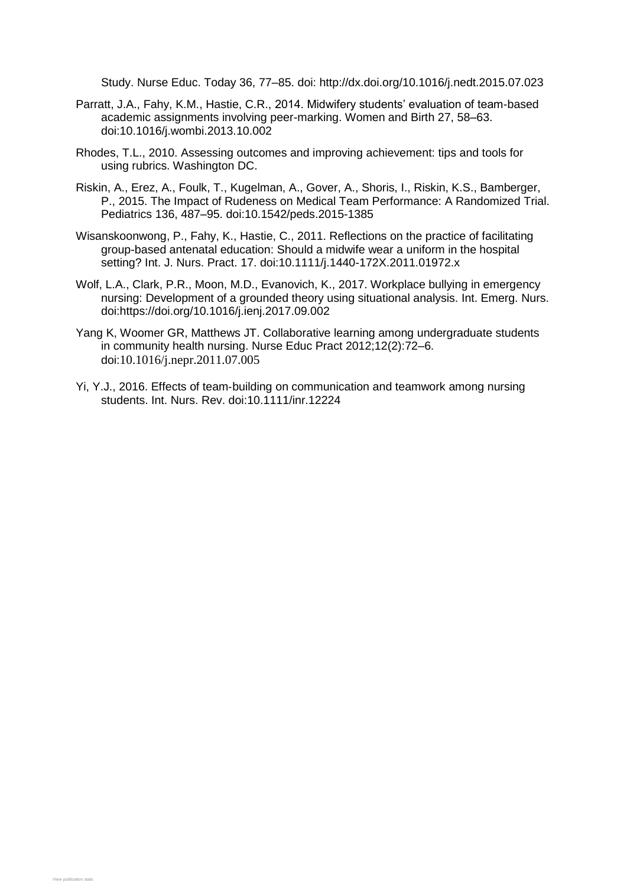Study. Nurse Educ. Today 36, 77–85. doi: http://dx.doi.org/10.1016/j.nedt.2015.07.023

Parratt, J.A., Fahy, K.M., Hastie, C.R., 2014. Midwifery students' evaluation of team-based academic assignments involving peer-marking. Women and Birth 27, 58–63. doi:10.1016/j.wombi.2013.10.002

Rhodes, T.L., 2010. Assessing outcomes and improving achievement: tips and tools for using rubrics. Washington DC.

Riskin, A., Erez, A., Foulk, T., Kugelman, A., Gover, A., Shoris, I., Riskin, K.S., Bamberger, P., 2015. The Impact of Rudeness on Medical Team Performance: A Randomized Trial. Pediatrics 136, 487–95. doi:10.1542/peds.2015-1385

Wisanskoonwong, P., Fahy, K., Hastie, C., 2011. Reflections on the practice of facilitating group-based antenatal education: Should a midwife wear a uniform in the hospital setting? Int. J. Nurs. Pract. 17. doi:10.1111/j.1440-172X.2011.01972.x

Wolf, L.A., Clark, P.R., Moon, M.D., Evanovich, K., 2017. Workplace bullying in emergency nursing: Development of a grounded theory using situational analysis. Int. Emerg. Nurs. doi:https://doi.org/10.1016/j.ienj.2017.09.002

Yang K, Woomer GR, Matthews JT. Collaborative learning among undergraduate students in community health nursing. Nurse Educ Pract 2012;12(2):72–6. doi:10.1016/j.nepr.2011.07.005

Yi, Y.J., 2016. Effects of team-building on communication and teamwork among nursing students. Int. Nurs. Rev. doi:10.1111/inr.12224